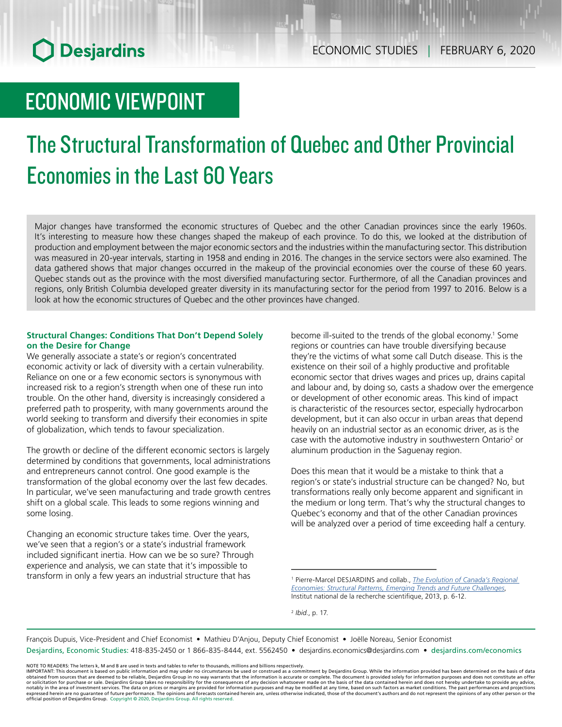# ECONOMIC VIEWPOINT

# The Structural Transformation of Quebec and Other Provincial Economies in the Last 60 Years

Major changes have transformed the economic structures of Quebec and the other Canadian provinces since the early 1960s. It's interesting to measure how these changes shaped the makeup of each province. To do this, we looked at the distribution of production and employment between the major economic sectors and the industries within the manufacturing sector. This distribution was measured in 20-year intervals, starting in 1958 and ending in 2016. The changes in the service sectors were also examined. The data gathered shows that major changes occurred in the makeup of the provincial economies over the course of these 60 years. Quebec stands out as the province with the most diversified manufacturing sector. Furthermore, of all the Canadian provinces and regions, only British Columbia developed greater diversity in its manufacturing sector for the period from 1997 to 2016. Below is a look at how the economic structures of Quebec and the other provinces have changed.

### Structural Changes: Conditions That Don't Depend Solely on the Desire for Change

We generally associate a state's or region's concentrated economic activity or lack of diversity with a certain vulnerability. Reliance on one or a few economic sectors is synonymous with increased risk to a region's strength when one of these run into trouble. On the other hand, diversity is increasingly considered a preferred path to prosperity, with many governments around the world seeking to transform and diversify their economies in spite of globalization, which tends to favour specialization.

The growth or decline of the different economic sectors is largely determined by conditions that governments, local administrations and entrepreneurs cannot control. One good example is the transformation of the global economy over the last few decades. In particular, we've seen manufacturing and trade growth centres shift on a global scale. This leads to some regions winning and some losing.

Changing an economic structure takes time. Over the years, we've seen that a region's or a state's industrial framework included significant inertia. How can we be so sure? Through experience and analysis, we can state that it's impossible to transform in only a few years an industrial structure that has become ill-suited to the trends of the global economy.[1] Some regions or countries can have trouble diversifying because they're the victims of what some call Dutch disease. This is the existence on their soil of a highly productive and profitable economic sector that drives wages and prices up, drains capital and labour and, by doing so, casts a shadow over the emergence or development of other economic areas. This kind of impact is characteristic of the resources sector, especially hydrocarbon development, but it can also occur in urban areas that depend heavily on an industrial sector as an economic driver, as is the case with the automotive industry in southwestern Ontario[2] or aluminum production in the Saguenay region.

Does this mean that it would be a mistake to think that a region's or state's industrial structure can be changed? No, but transformations really only become apparent and significant in the medium or long term. That's why the structural changes to Quebec's economy and that of the other Canadian provinces will be analyzed over a period of time exceeding half a century.

---

[1] Pierre-Marcel DESJARDINS and collab., *The Evolution of Canada's Regional Economies: Structural Patterns, Emerging Trends and Future Challenges*, Institut national de la recherche scientifique, 2013, p. 6-12.

[2] *Ibid.*, p. 17.

François Dupuis, Vice-President and Chief Economist • Mathieu D'Anjou, Deputy Chief Economist • Joëlle Noreau, Senior Economist

Desjardins, Economic Studies: 418-835-2450 or 1 866-835-8444, ext. 5562450 • desjardins.economics@desjardins.com • desjardins.com/economics

NOTE TO READERS: The letters k, M and B are used in texts and tables to refer to thousands, millions and billions respectively.
IMPORTANT: This document is based on public information and may under no circumstances be used or construed as a commitment by Desjardins Group. While the information provided has been determined on the basis of data obtained from sources that are deemed to be reliable, Desjardins Group in no way warrants that the information is accurate or complete. The document is provided solely for information purposes and does not constitute an offer or solicitation for purchase or sale. Desjardins Group takes no responsibility for the consequences of any decision whatsoever made on the basis of the data contained herein and does not hereby undertake to provide any advice, notably in the area of investment services. The data on prices or margins are provided for information purposes and may be modified at any time, based on such factors as market conditions. The past performances and projections expressed herein are no guarantee of future performance. The opinions and forecasts contained herein are, unless otherwise indicated, those of the document's authors and do not represent the opinions of any other person or the official position of Desjardins Group. Copyright © 2020, Desjardins Group. All rights reserved.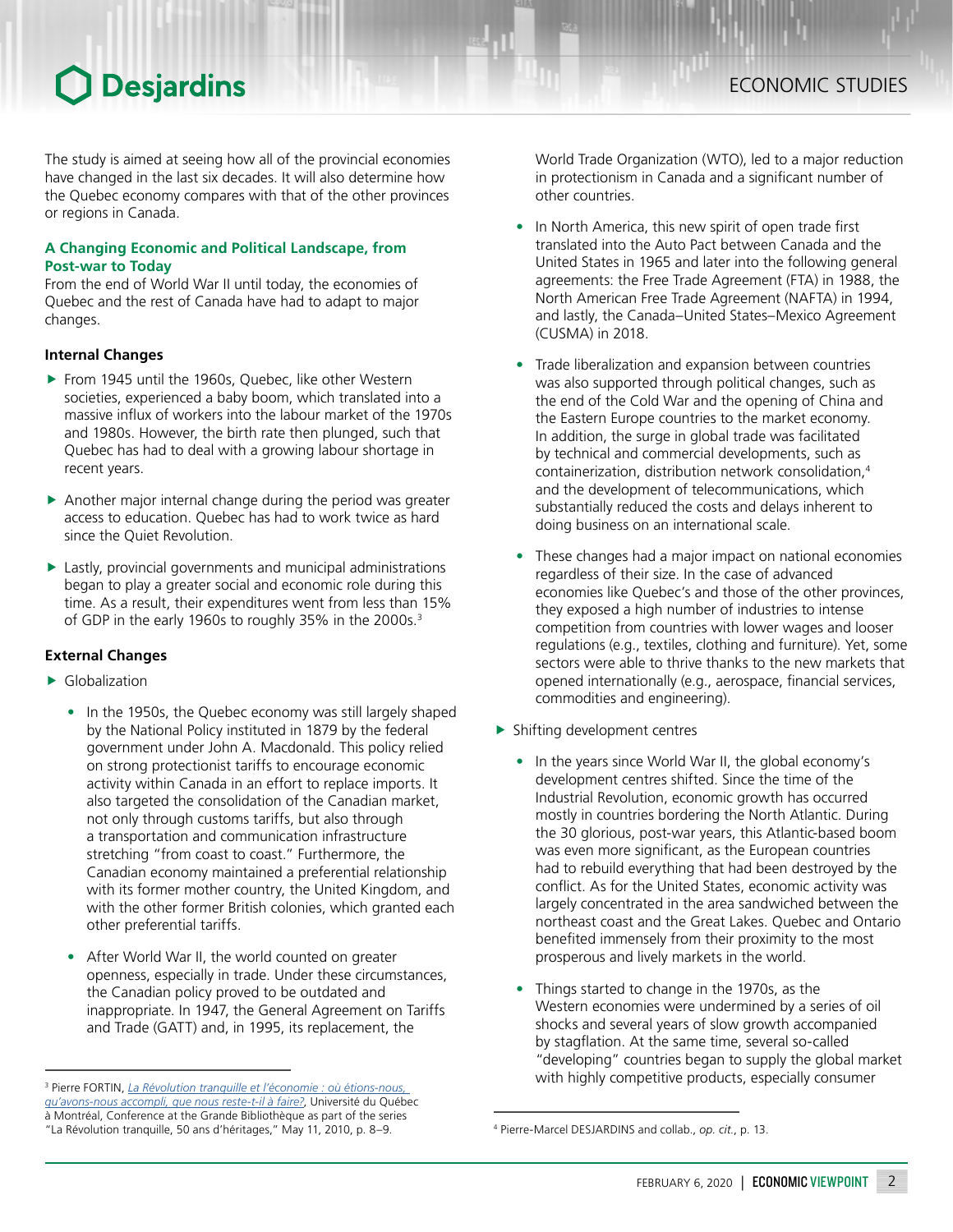The study is aimed at seeing how all of the provincial economies have changed in the last six decades. It will also determine how the Quebec economy compares with that of the other provinces or regions in Canada.

## A Changing Economic and Political Landscape, from Post-war to Today

From the end of World War II until today, the economies of Quebec and the rest of Canada have had to adapt to major changes.

### Internal Changes

- From 1945 until the 1960s, Quebec, like other Western societies, experienced a baby boom, which translated into a massive influx of workers into the labour market of the 1970s and 1980s. However, the birth rate then plunged, such that Quebec has had to deal with a growing labour shortage in recent years.
- Another major internal change during the period was greater access to education. Quebec has had to work twice as hard since the Quiet Revolution.
- Lastly, provincial governments and municipal administrations began to play a greater social and economic role during this time. As a result, their expenditures went from less than 15% of GDP in the early 1960s to roughly 35% in the 2000s.[3]

### External Changes

- Globalization
  - In the 1950s, the Quebec economy was still largely shaped by the National Policy instituted in 1879 by the federal government under John A. Macdonald. This policy relied on strong protectionist tariffs to encourage economic activity within Canada in an effort to replace imports. It also targeted the consolidation of the Canadian market, not only through customs tariffs, but also through a transportation and communication infrastructure stretching "from coast to coast." Furthermore, the Canadian economy maintained a preferential relationship with its former mother country, the United Kingdom, and with the other former British colonies, which granted each other preferential tariffs.
  - After World War II, the world counted on greater openness, especially in trade. Under these circumstances, the Canadian policy proved to be outdated and inappropriate. In 1947, the General Agreement on Tariffs and Trade (GATT) and, in 1995, its replacement, the World Trade Organization (WTO), led to a major reduction in protectionism in Canada and a significant number of other countries.
  - In North America, this new spirit of open trade first translated into the Auto Pact between Canada and the United States in 1965 and later into the following general agreements: the Free Trade Agreement (FTA) in 1988, the North American Free Trade Agreement (NAFTA) in 1994, and lastly, the Canada–United States–Mexico Agreement (CUSMA) in 2018.
  - Trade liberalization and expansion between countries was also supported through political changes, such as the end of the Cold War and the opening of China and the Eastern Europe countries to the market economy. In addition, the surge in global trade was facilitated by technical and commercial developments, such as containerization, distribution network consolidation,[4] and the development of telecommunications, which substantially reduced the costs and delays inherent to doing business on an international scale.
  - These changes had a major impact on national economies regardless of their size. In the case of advanced economies like Quebec's and those of the other provinces, they exposed a high number of industries to intense competition from countries with lower wages and looser regulations (e.g., textiles, clothing and furniture). Yet, some sectors were able to thrive thanks to the new markets that opened internationally (e.g., aerospace, financial services, commodities and engineering).
- Shifting development centres
  - In the years since World War II, the global economy's development centres shifted. Since the time of the Industrial Revolution, economic growth has occurred mostly in countries bordering the North Atlantic. During the 30 glorious, post-war years, this Atlantic-based boom was even more significant, as the European countries had to rebuild everything that had been destroyed by the conflict. As for the United States, economic activity was largely concentrated in the area sandwiched between the northeast coast and the Great Lakes. Quebec and Ontario benefited immensely from their proximity to the most prosperous and lively markets in the world.
  - Things started to change in the 1970s, as the Western economies were undermined by a series of oil shocks and several years of slow growth accompanied by stagflation. At the same time, several so-called "developing" countries began to supply the global market with highly competitive products, especially consumer

---

[3] Pierre FORTIN, *La Révolution tranquille et l'économie : où étions-nous, qu'avons-nous accompli, que nous reste-t-il à faire?*, Université du Québec à Montréal, Conference at the Grande Bibliothèque as part of the series "La Révolution tranquille, 50 ans d'héritages," May 11, 2010, p. 8–9.

[4] Pierre-Marcel DESJARDINS and collab., *op. cit.*, p. 13.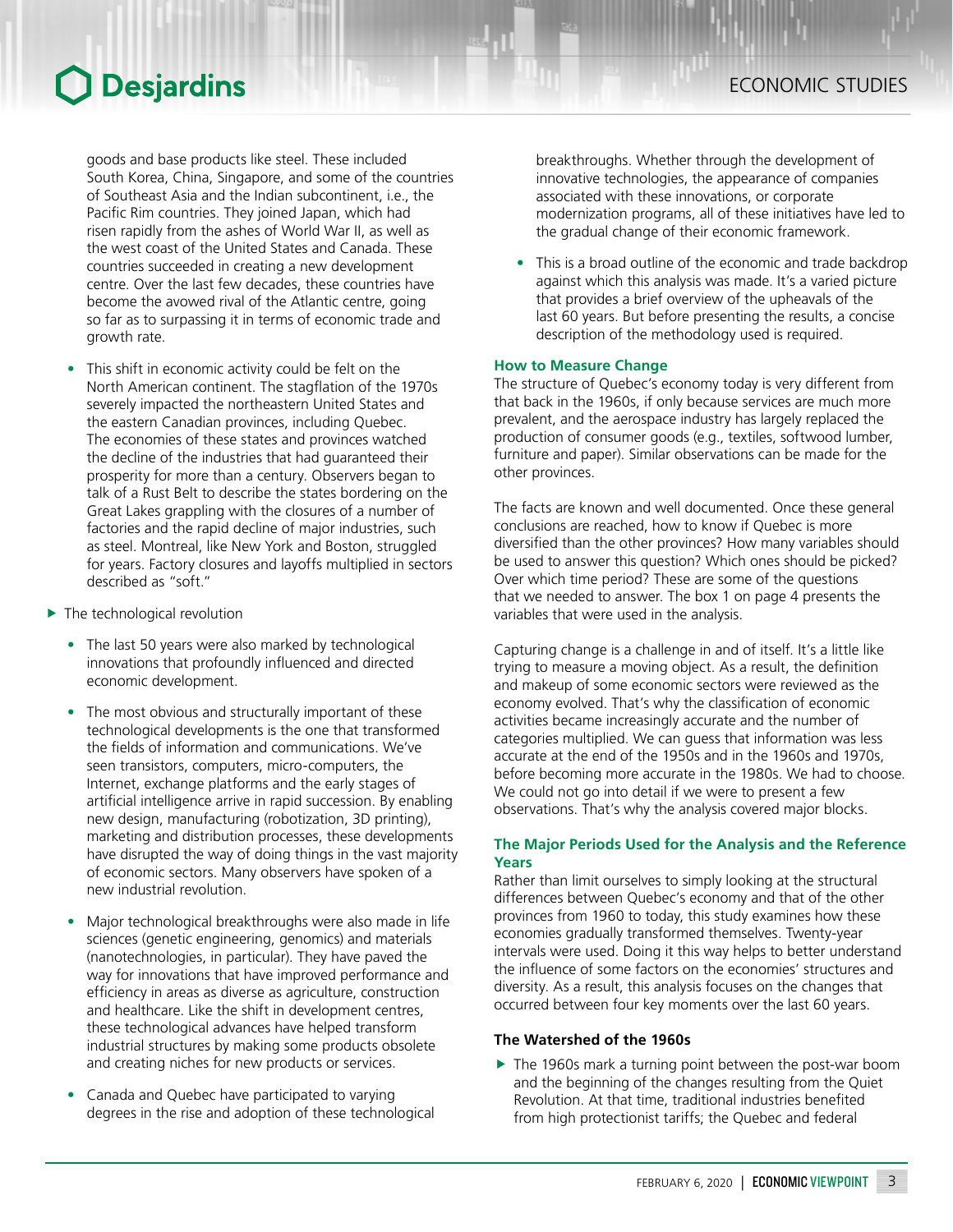goods and base products like steel. These included South Korea, China, Singapore, and some of the countries of Southeast Asia and the Indian subcontinent, i.e., the Pacific Rim countries. They joined Japan, which had risen rapidly from the ashes of World War II, as well as the west coast of the United States and Canada. These countries succeeded in creating a new development centre. Over the last few decades, these countries have become the avowed rival of the Atlantic centre, going so far as to surpassing it in terms of economic trade and growth rate.

- This shift in economic activity could be felt on the North American continent. The stagflation of the 1970s severely impacted the northeastern United States and the eastern Canadian provinces, including Quebec. The economies of these states and provinces watched the decline of the industries that had guaranteed their prosperity for more than a century. Observers began to talk of a Rust Belt to describe the states bordering on the Great Lakes grappling with the closures of a number of factories and the rapid decline of major industries, such as steel. Montreal, like New York and Boston, struggled for years. Factory closures and layoffs multiplied in sectors described as "soft."

▶ The technological revolution

- The last 50 years were also marked by technological innovations that profoundly influenced and directed economic development.
- The most obvious and structurally important of these technological developments is the one that transformed the fields of information and communications. We've seen transistors, computers, micro-computers, the Internet, exchange platforms and the early stages of artificial intelligence arrive in rapid succession. By enabling new design, manufacturing (robotization, 3D printing), marketing and distribution processes, these developments have disrupted the way of doing things in the vast majority of economic sectors. Many observers have spoken of a new industrial revolution.
- Major technological breakthroughs were also made in life sciences (genetic engineering, genomics) and materials (nanotechnologies, in particular). They have paved the way for innovations that have improved performance and efficiency in areas as diverse as agriculture, construction and healthcare. Like the shift in development centres, these technological advances have helped transform industrial structures by making some products obsolete and creating niches for new products or services.
- Canada and Quebec have participated to varying degrees in the rise and adoption of these technological breakthroughs. Whether through the development of innovative technologies, the appearance of companies associated with these innovations, or corporate modernization programs, all of these initiatives have led to the gradual change of their economic framework.
- This is a broad outline of the economic and trade backdrop against which this analysis was made. It's a varied picture that provides a brief overview of the upheavals of the last 60 years. But before presenting the results, a concise description of the methodology used is required.

### How to Measure Change

The structure of Quebec's economy today is very different from that back in the 1960s, if only because services are much more prevalent, and the aerospace industry has largely replaced the production of consumer goods (e.g., textiles, softwood lumber, furniture and paper). Similar observations can be made for the other provinces.

The facts are known and well documented. Once these general conclusions are reached, how to know if Quebec is more diversified than the other provinces? How many variables should be used to answer this question? Which ones should be picked? Over which time period? These are some of the questions that we needed to answer. The box 1 on page 4 presents the variables that were used in the analysis.

Capturing change is a challenge in and of itself. It's a little like trying to measure a moving object. As a result, the definition and makeup of some economic sectors were reviewed as the economy evolved. That's why the classification of economic activities became increasingly accurate and the number of categories multiplied. We can guess that information was less accurate at the end of the 1950s and in the 1960s and 1970s, before becoming more accurate in the 1980s. We had to choose. We could not go into detail if we were to present a few observations. That's why the analysis covered major blocks.

### The Major Periods Used for the Analysis and the Reference Years

Rather than limit ourselves to simply looking at the structural differences between Quebec's economy and that of the other provinces from 1960 to today, this study examines how these economies gradually transformed themselves. Twenty-year intervals were used. Doing it this way helps to better understand the influence of some factors on the economies' structures and diversity. As a result, this analysis focuses on the changes that occurred between four key moments over the last 60 years.

#### The Watershed of the 1960s

▶ The 1960s mark a turning point between the post-war boom and the beginning of the changes resulting from the Quiet Revolution. At that time, traditional industries benefited from high protectionist tariffs; the Quebec and federal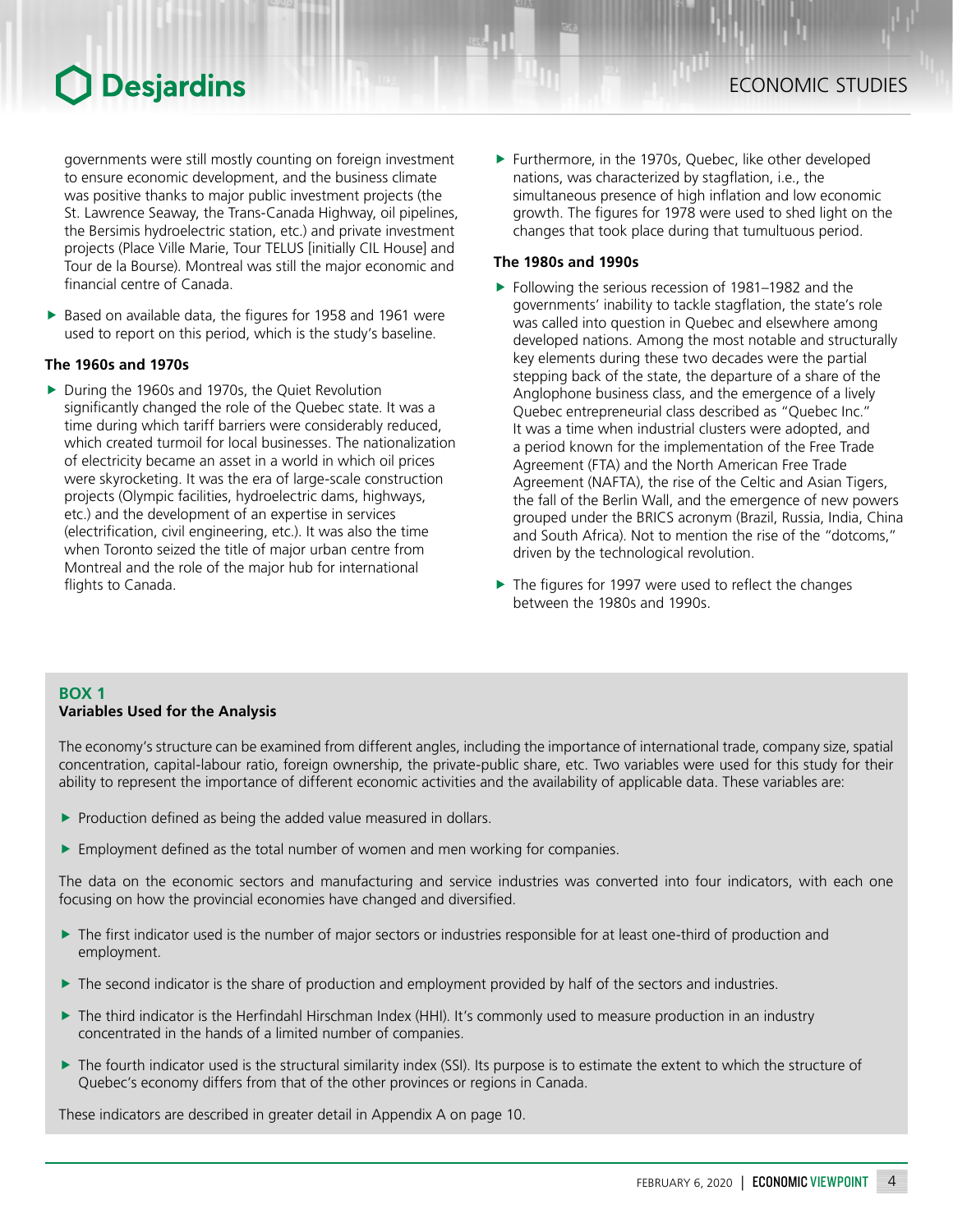governments were still mostly counting on foreign investment to ensure economic development, and the business climate was positive thanks to major public investment projects (the St. Lawrence Seaway, the Trans-Canada Highway, oil pipelines, the Bersimis hydroelectric station, etc.) and private investment projects (Place Ville Marie, Tour TELUS [initially CIL House] and Tour de la Bourse). Montreal was still the major economic and financial centre of Canada.

- Based on available data, the figures for 1958 and 1961 were used to report on this period, which is the study's baseline.

**The 1960s and 1970s**

- During the 1960s and 1970s, the Quiet Revolution significantly changed the role of the Quebec state. It was a time during which tariff barriers were considerably reduced, which created turmoil for local businesses. The nationalization of electricity became an asset in a world in which oil prices were skyrocketing. It was the era of large-scale construction projects (Olympic facilities, hydroelectric dams, highways, etc.) and the development of an expertise in services (electrification, civil engineering, etc.). It was also the time when Toronto seized the title of major urban centre from Montreal and the role of the major hub for international flights to Canada.
- Furthermore, in the 1970s, Quebec, like other developed nations, was characterized by stagflation, i.e., the simultaneous presence of high inflation and low economic growth. The figures for 1978 were used to shed light on the changes that took place during that tumultuous period.

**The 1980s and 1990s**

- Following the serious recession of 1981–1982 and the governments' inability to tackle stagflation, the state's role was called into question in Quebec and elsewhere among developed nations. Among the most notable and structurally key elements during these two decades were the partial stepping back of the state, the departure of a share of the Anglophone business class, and the emergence of a lively Quebec entrepreneurial class described as "Quebec Inc." It was a time when industrial clusters were adopted, and a period known for the implementation of the Free Trade Agreement (FTA) and the North American Free Trade Agreement (NAFTA), the rise of the Celtic and Asian Tigers, the fall of the Berlin Wall, and the emergence of new powers grouped under the BRICS acronym (Brazil, Russia, India, China and South Africa). Not to mention the rise of the "dotcoms," driven by the technological revolution.
- The figures for 1997 were used to reflect the changes between the 1980s and 1990s.

**BOX 1**
**Variables Used for the Analysis**

The economy's structure can be examined from different angles, including the importance of international trade, company size, spatial concentration, capital-labour ratio, foreign ownership, the private-public share, etc. Two variables were used for this study for their ability to represent the importance of different economic activities and the availability of applicable data. These variables are:

- Production defined as being the added value measured in dollars.
- Employment defined as the total number of women and men working for companies.

The data on the economic sectors and manufacturing and service industries was converted into four indicators, with each one focusing on how the provincial economies have changed and diversified.

- The first indicator used is the number of major sectors or industries responsible for at least one-third of production and employment.
- The second indicator is the share of production and employment provided by half of the sectors and industries.
- The third indicator is the Herfindahl Hirschman Index (HHI). It's commonly used to measure production in an industry concentrated in the hands of a limited number of companies.
- The fourth indicator used is the structural similarity index (SSI). Its purpose is to estimate the extent to which the structure of Quebec's economy differs from that of the other provinces or regions in Canada.

These indicators are described in greater detail in Appendix A on page 10.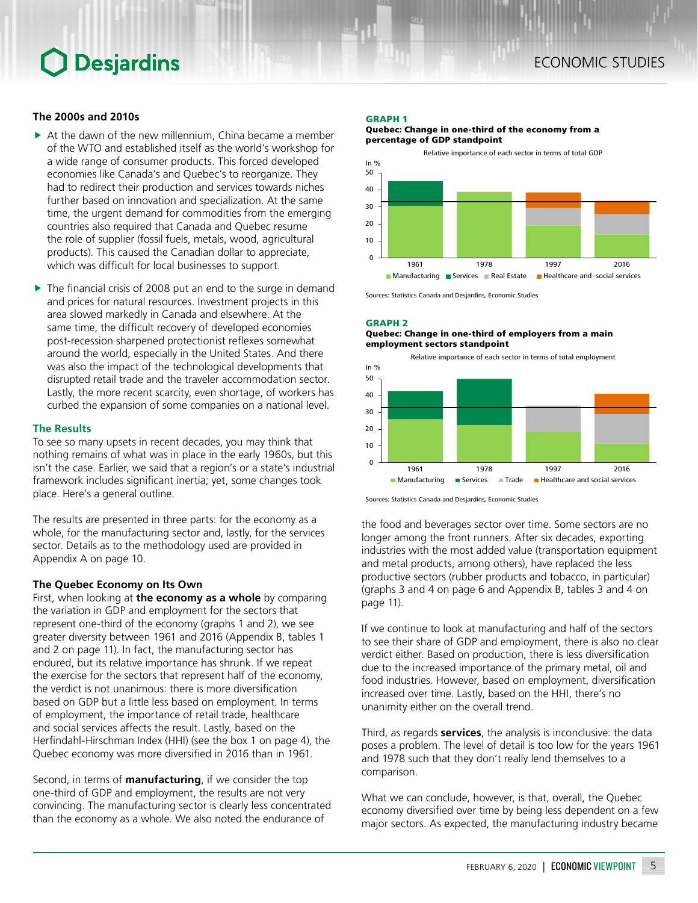### The 2000s and 2010s

- At the dawn of the new millennium, China became a member of the WTO and established itself as the world's workshop for a wide range of consumer products. This forced developed economies like Canada's and Quebec's to reorganize. They had to redirect their production and services towards niches further based on innovation and specialization. At the same time, the urgent demand for commodities from the emerging countries also required that Canada and Quebec resume the role of supplier (fossil fuels, metals, wood, agricultural products). This caused the Canadian dollar to appreciate, which was difficult for local businesses to support.
- The financial crisis of 2008 put an end to the surge in demand and prices for natural resources. Investment projects in this area slowed markedly in Canada and elsewhere. At the same time, the difficult recovery of developed economies post-recession sharpened protectionist reflexes somewhat around the world, especially in the United States. And there was also the impact of the technological developments that disrupted retail trade and the traveler accommodation sector. Lastly, the more recent scarcity, even shortage, of workers has curbed the expansion of some companies on a national level.

### The Results

To see so many upsets in recent decades, you may think that nothing remains of what was in place in the early 1960s, but this isn't the case. Earlier, we said that a region's or a state's industrial framework includes significant inertia; yet, some changes took place. Here's a general outline.

The results are presented in three parts: for the economy as a whole, for the manufacturing sector and, lastly, for the services sector. Details as to the methodology used are provided in Appendix A on page 10.

#### The Quebec Economy on Its Own

First, when looking at **the economy as a whole** by comparing the variation in GDP and employment for the sectors that represent one-third of the economy (graphs 1 and 2), we see greater diversity between 1961 and 2016 (Appendix B, tables 1 and 2 on page 11). In fact, the manufacturing sector has endured, but its relative importance has shrunk. If we repeat the exercise for the sectors that represent half of the economy, the verdict is not unanimous: there is more diversification based on GDP but a little less based on employment. In terms of employment, the importance of retail trade, healthcare and social services affects the result. Lastly, based on the Herfindahl-Hirschman Index (HHI) (see the box 1 on page 4), the Quebec economy was more diversified in 2016 than in 1961.

Second, in terms of **manufacturing**, if we consider the top one-third of GDP and employment, the results are not very convincing. The manufacturing sector is clearly less concentrated than the economy as a whole. We also noted the endurance of the food and beverages sector over time. Some sectors are no longer among the front runners. After six decades, exporting industries with the most added value (transportation equipment and metal products, among others), have replaced the less productive sectors (rubber products and tobacco, in particular) (graphs 3 and 4 on page 6 and Appendix B, tables 3 and 4 on page 11).

**GRAPH 1**
**Quebec: Change in one-third of the economy from a percentage of GDP standpoint**

Relative importance of each sector in terms of total GDP

Legend: Manufacturing, Services, Real Estate, Healthcare and social services (In %; years 1961, 1978, 1997, 2016)

Sources: Statistics Canada and Desjardins, Economic Studies

**GRAPH 2**
**Quebec: Change in one-third of employers from a main employment sectors standpoint**

Relative importance of each sector in terms of total employment

Legend: Manufacturing, Services, Trade, Healthcare and social services (In %; years 1961, 1978, 1997, 2016)

Sources: Statistics Canada and Desjardins, Economic Studies

If we continue to look at manufacturing and half of the sectors to see their share of GDP and employment, there is also no clear verdict either. Based on production, there is less diversification due to the increased importance of the primary metal, oil and food industries. However, based on employment, diversification increased over time. Lastly, based on the HHI, there's no unanimity either on the overall trend.

Third, as regards **services**, the analysis is inconclusive: the data poses a problem. The level of detail is too low for the years 1961 and 1978 such that they don't really lend themselves to a comparison.

What we can conclude, however, is that, overall, the Quebec economy diversified over time by being less dependent on a few major sectors. As expected, the manufacturing industry became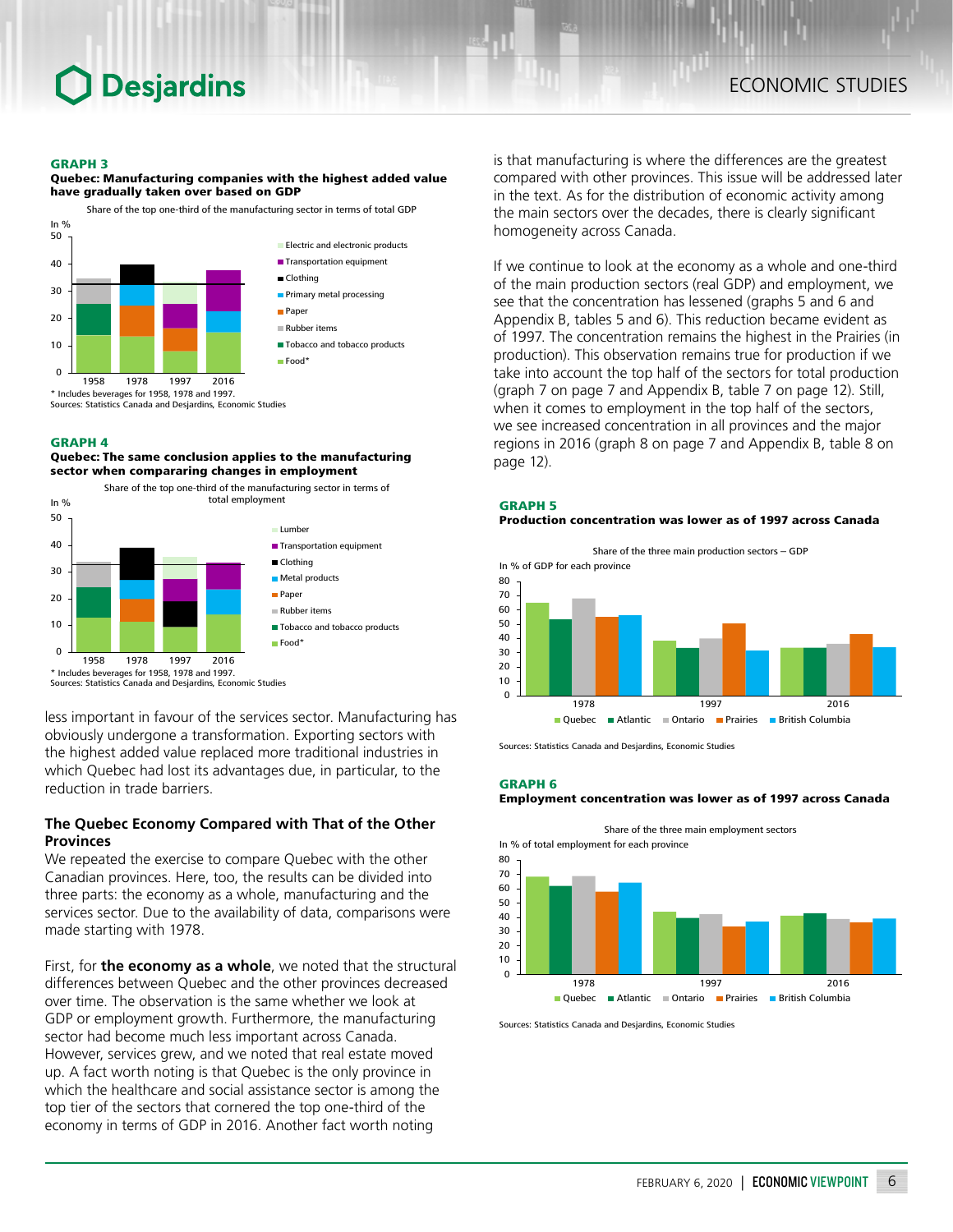**GRAPH 3**
**Quebec: Manufacturing companies with the highest added value have gradually taken over based on GDP**

Share of the top one-third of the manufacturing sector in terms of total GDP

* Includes beverages for 1958, 1978 and 1997.
Sources: Statistics Canada and Desjardins, Economic Studies

**GRAPH 4**
**Quebec: The same conclusion applies to the manufacturing sector when compararing changes in employment**

Share of the top one-third of the manufacturing sector in terms of total employment

* Includes beverages for 1958, 1978 and 1997.
Sources: Statistics Canada and Desjardins, Economic Studies

less important in favour of the services sector. Manufacturing has obviously undergone a transformation. Exporting sectors with the highest added value replaced more traditional industries in which Quebec had lost its advantages due, in particular, to the reduction in trade barriers.

## The Quebec Economy Compared with That of the Other Provinces

We repeated the exercise to compare Quebec with the other Canadian provinces. Here, too, the results can be divided into three parts: the economy as a whole, manufacturing and the services sector. Due to the availability of data, comparisons were made starting with 1978.

First, for **the economy as a whole**, we noted that the structural differences between Quebec and the other provinces decreased over time. The observation is the same whether we look at GDP or employment growth. Furthermore, the manufacturing sector had become much less important across Canada. However, services grew, and we noted that real estate moved up. A fact worth noting is that Quebec is the only province in which the healthcare and social assistance sector is among the top tier of the sectors that cornered the top one-third of the economy in terms of GDP in 2016. Another fact worth noting is that manufacturing is where the differences are the greatest compared with other provinces. This issue will be addressed later in the text. As for the distribution of economic activity among the main sectors over the decades, there is clearly significant homogeneity across Canada.

If we continue to look at the economy as a whole and one-third of the main production sectors (real GDP) and employment, we see that the concentration has lessened (graphs 5 and 6 and Appendix B, tables 5 and 6). This reduction became evident as of 1997. The concentration remains the highest in the Prairies (in production). This observation remains true for production if we take into account the top half of the sectors for total production (graph 7 on page 7 and Appendix B, table 7 on page 12). Still, when it comes to employment in the top half of the sectors, we see increased concentration in all provinces and the major regions in 2016 (graph 8 on page 7 and Appendix B, table 8 on page 12).

**GRAPH 5**
**Production concentration was lower as of 1997 across Canada**

Share of the three main production sectors – GDP

Sources: Statistics Canada and Desjardins, Economic Studies

**GRAPH 6**
**Employment concentration was lower as of 1997 across Canada**

Share of the three main employment sectors

Sources: Statistics Canada and Desjardins, Economic Studies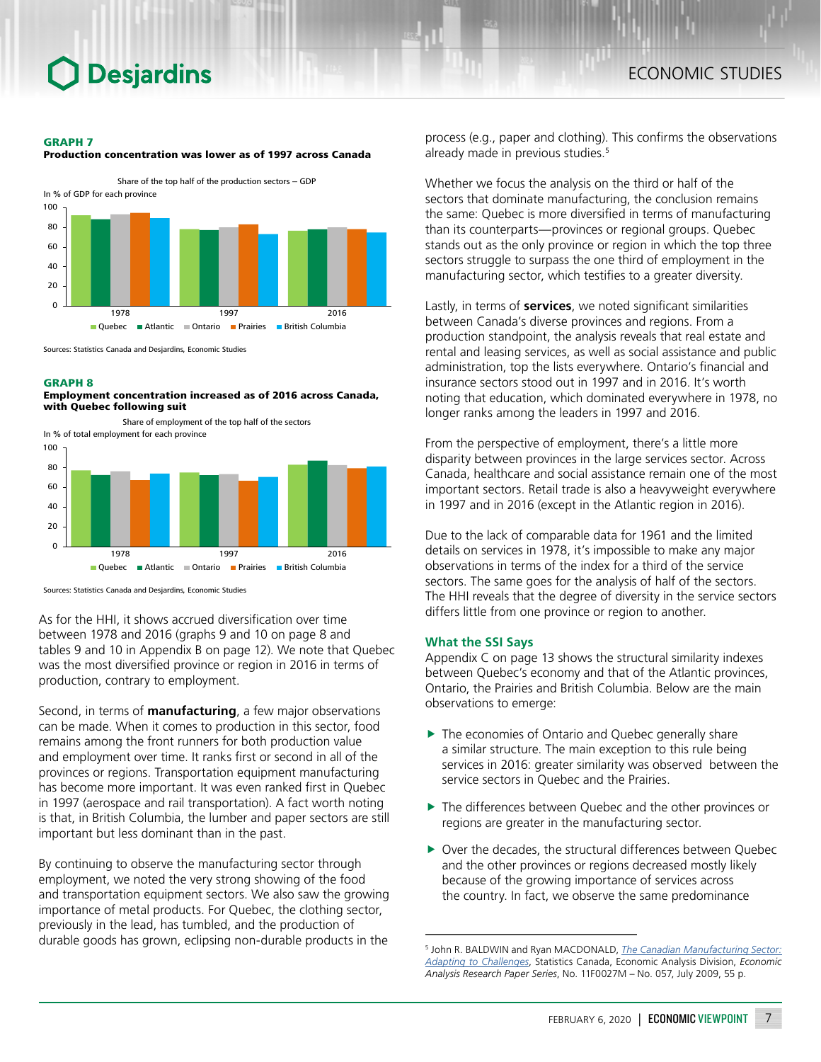**GRAPH 7**
**Production concentration was lower as of 1997 across Canada**

Share of the top half of the production sectors – GDP

In % of GDP for each province

Quebec ■ Atlantic ■ Ontario ■ Prairies ■ British Columbia

Sources: Statistics Canada and Desjardins, Economic Studies

**GRAPH 8**
**Employment concentration increased as of 2016 across Canada, with Quebec following suit**

Share of employment of the top half of the sectors

In % of total employment for each province

Quebec ■ Atlantic ■ Ontario ■ Prairies ■ British Columbia

Sources: Statistics Canada and Desjardins, Economic Studies

As for the HHI, it shows accrued diversification over time between 1978 and 2016 (graphs 9 and 10 on page 8 and tables 9 and 10 in Appendix B on page 12). We note that Quebec was the most diversified province or region in 2016 in terms of production, contrary to employment.

Second, in terms of **manufacturing**, a few major observations can be made. When it comes to production in this sector, food remains among the front runners for both production value and employment over time. It ranks first or second in all of the provinces or regions. Transportation equipment manufacturing has become more important. It was even ranked first in Quebec in 1997 (aerospace and rail transportation). A fact worth noting is that, in British Columbia, the lumber and paper sectors are still important but less dominant than in the past.

By continuing to observe the manufacturing sector through employment, we noted the very strong showing of the food and transportation equipment sectors. We also saw the growing importance of metal products. For Quebec, the clothing sector, previously in the lead, has tumbled, and the production of durable goods has grown, eclipsing non-durable products in the process (e.g., paper and clothing). This confirms the observations already made in previous studies.[5]

Whether we focus the analysis on the third or half of the sectors that dominate manufacturing, the conclusion remains the same: Quebec is more diversified in terms of manufacturing than its counterparts—provinces or regional groups. Quebec stands out as the only province or region in which the top three sectors struggle to surpass the one third of employment in the manufacturing sector, which testifies to a greater diversity.

Lastly, in terms of **services**, we noted significant similarities between Canada's diverse provinces and regions. From a production standpoint, the analysis reveals that real estate and rental and leasing services, as well as social assistance and public administration, top the lists everywhere. Ontario's financial and insurance sectors stood out in 1997 and in 2016. It's worth noting that education, which dominated everywhere in 1978, no longer ranks among the leaders in 1997 and 2016.

From the perspective of employment, there's a little more disparity between provinces in the large services sector. Across Canada, healthcare and social assistance remain one of the most important sectors. Retail trade is also a heavyweight everywhere in 1997 and in 2016 (except in the Atlantic region in 2016).

Due to the lack of comparable data for 1961 and the limited details on services in 1978, it's impossible to make any major observations in terms of the index for a third of the service sectors. The same goes for the analysis of half of the sectors. The HHI reveals that the degree of diversity in the service sectors differs little from one province or region to another.

## What the SSI Says

Appendix C on page 13 shows the structural similarity indexes between Quebec's economy and that of the Atlantic provinces, Ontario, the Prairies and British Columbia. Below are the main observations to emerge:

- The economies of Ontario and Quebec generally share a similar structure. The main exception to this rule being services in 2016: greater similarity was observed between the service sectors in Quebec and the Prairies.
- The differences between Quebec and the other provinces or regions are greater in the manufacturing sector.
- Over the decades, the structural differences between Quebec and the other provinces or regions decreased mostly likely because of the growing importance of services across the country. In fact, we observe the same predominance

[5] John R. BALDWIN and Ryan MACDONALD, *The Canadian Manufacturing Sector: Adapting to Challenges*, Statistics Canada, Economic Analysis Division, *Economic Analysis Research Paper Series*, No. 11F0027M – No. 057, July 2009, 55 p.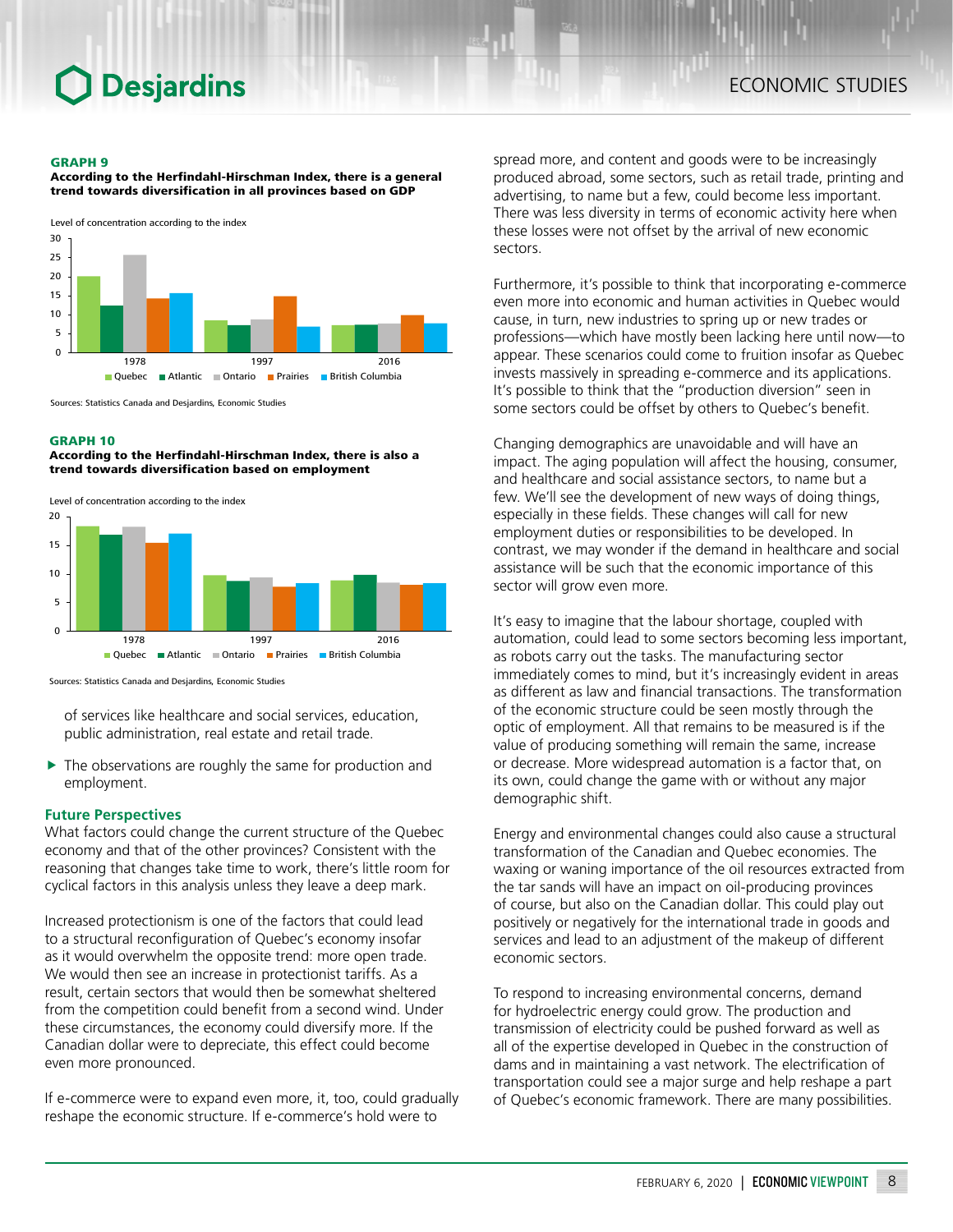**GRAPH 9**
**According to the Herfindahl-Hirschman Index, there is a general trend towards diversification in all provinces based on GDP**

Level of concentration according to the index

Sources: Statistics Canada and Desjardins, Economic Studies

**GRAPH 10**
**According to the Herfindahl-Hirschman Index, there is also a trend towards diversification based on employment**

Level of concentration according to the index

Sources: Statistics Canada and Desjardins, Economic Studies

of services like healthcare and social services, education, public administration, real estate and retail trade.

- The observations are roughly the same for production and employment.

### Future Perspectives

What factors could change the current structure of the Quebec economy and that of the other provinces? Consistent with the reasoning that changes take time to work, there's little room for cyclical factors in this analysis unless they leave a deep mark.

Increased protectionism is one of the factors that could lead to a structural reconfiguration of Quebec's economy insofar as it would overwhelm the opposite trend: more open trade. We would then see an increase in protectionist tariffs. As a result, certain sectors that would then be somewhat sheltered from the competition could benefit from a second wind. Under these circumstances, the economy could diversify more. If the Canadian dollar were to depreciate, this effect could become even more pronounced.

If e-commerce were to expand even more, it, too, could gradually reshape the economic structure. If e-commerce's hold were to spread more, and content and goods were to be increasingly produced abroad, some sectors, such as retail trade, printing and advertising, to name but a few, could become less important. There was less diversity in terms of economic activity here when these losses were not offset by the arrival of new economic sectors.

Furthermore, it's possible to think that incorporating e-commerce even more into economic and human activities in Quebec would cause, in turn, new industries to spring up or new trades or professions—which have mostly been lacking here until now—to appear. These scenarios could come to fruition insofar as Quebec invests massively in spreading e-commerce and its applications. It's possible to think that the "production diversion" seen in some sectors could be offset by others to Quebec's benefit.

Changing demographics are unavoidable and will have an impact. The aging population will affect the housing, consumer, and healthcare and social assistance sectors, to name but a few. We'll see the development of new ways of doing things, especially in these fields. These changes will call for new employment duties or responsibilities to be developed. In contrast, we may wonder if the demand in healthcare and social assistance will be such that the economic importance of this sector will grow even more.

It's easy to imagine that the labour shortage, coupled with automation, could lead to some sectors becoming less important, as robots carry out the tasks. The manufacturing sector immediately comes to mind, but it's increasingly evident in areas as different as law and financial transactions. The transformation of the economic structure could be seen mostly through the optic of employment. All that remains to be measured is if the value of producing something will remain the same, increase or decrease. More widespread automation is a factor that, on its own, could change the game with or without any major demographic shift.

Energy and environmental changes could also cause a structural transformation of the Canadian and Quebec economies. The waxing or waning importance of the oil resources extracted from the tar sands will have an impact on oil-producing provinces of course, but also on the Canadian dollar. This could play out positively or negatively for the international trade in goods and services and lead to an adjustment of the makeup of different economic sectors.

To respond to increasing environmental concerns, demand for hydroelectric energy could grow. The production and transmission of electricity could be pushed forward as well as all of the expertise developed in Quebec in the construction of dams and in maintaining a vast network. The electrification of transportation could see a major surge and help reshape a part of Quebec's economic framework. There are many possibilities.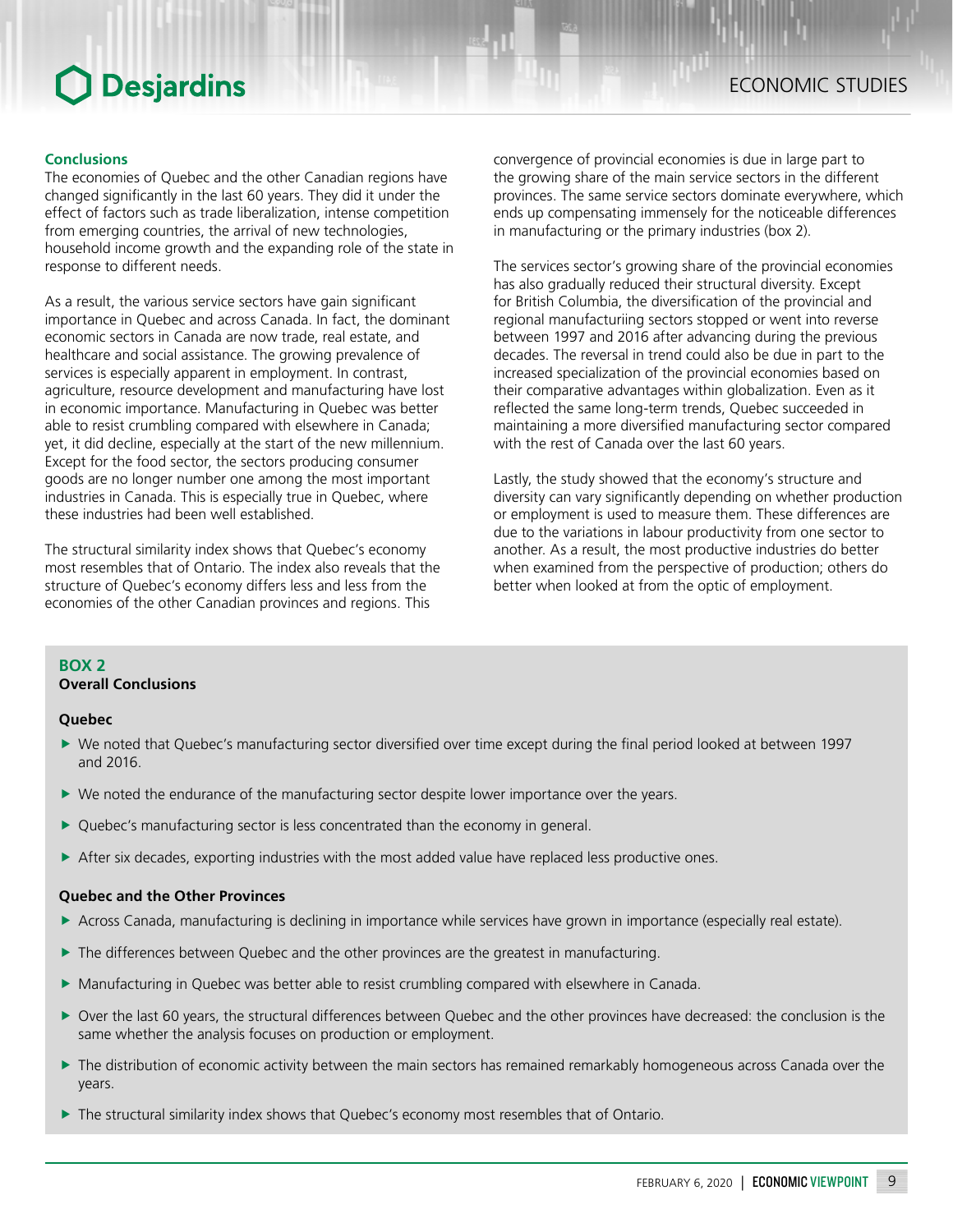## Conclusions

The economies of Quebec and the other Canadian regions have changed significantly in the last 60 years. They did it under the effect of factors such as trade liberalization, intense competition from emerging countries, the arrival of new technologies, household income growth and the expanding role of the state in response to different needs.

As a result, the various service sectors have gain significant importance in Quebec and across Canada. In fact, the dominant economic sectors in Canada are now trade, real estate, and healthcare and social assistance. The growing prevalence of services is especially apparent in employment. In contrast, agriculture, resource development and manufacturing have lost in economic importance. Manufacturing in Quebec was better able to resist crumbling compared with elsewhere in Canada; yet, it did decline, especially at the start of the new millennium. Except for the food sector, the sectors producing consumer goods are no longer number one among the most important industries in Canada. This is especially true in Quebec, where these industries had been well established.

The structural similarity index shows that Quebec's economy most resembles that of Ontario. The index also reveals that the structure of Quebec's economy differs less and less from the economies of the other Canadian provinces and regions. This convergence of provincial economies is due in large part to the growing share of the main service sectors in the different provinces. The same service sectors dominate everywhere, which ends up compensating immensely for the noticeable differences in manufacturing or the primary industries (box 2).

The services sector's growing share of the provincial economies has also gradually reduced their structural diversity. Except for British Columbia, the diversification of the provincial and regional manufacturiing sectors stopped or went into reverse between 1997 and 2016 after advancing during the previous decades. The reversal in trend could also be due in part to the increased specialization of the provincial economies based on their comparative advantages within globalization. Even as it reflected the same long-term trends, Quebec succeeded in maintaining a more diversified manufacturing sector compared with the rest of Canada over the last 60 years.

Lastly, the study showed that the economy's structure and diversity can vary significantly depending on whether production or employment is used to measure them. These differences are due to the variations in labour productivity from one sector to another. As a result, the most productive industries do better when examined from the perspective of production; others do better when looked at from the optic of employment.

### BOX 2
**Overall Conclusions**

**Quebec**

- We noted that Quebec's manufacturing sector diversified over time except during the final period looked at between 1997 and 2016.
- We noted the endurance of the manufacturing sector despite lower importance over the years.
- Quebec's manufacturing sector is less concentrated than the economy in general.
- After six decades, exporting industries with the most added value have replaced less productive ones.

**Quebec and the Other Provinces**

- Across Canada, manufacturing is declining in importance while services have grown in importance (especially real estate).
- The differences between Quebec and the other provinces are the greatest in manufacturing.
- Manufacturing in Quebec was better able to resist crumbling compared with elsewhere in Canada.
- Over the last 60 years, the structural differences between Quebec and the other provinces have decreased: the conclusion is the same whether the analysis focuses on production or employment.
- The distribution of economic activity between the main sectors has remained remarkably homogeneous across Canada over the years.
- The structural similarity index shows that Quebec's economy most resembles that of Ontario.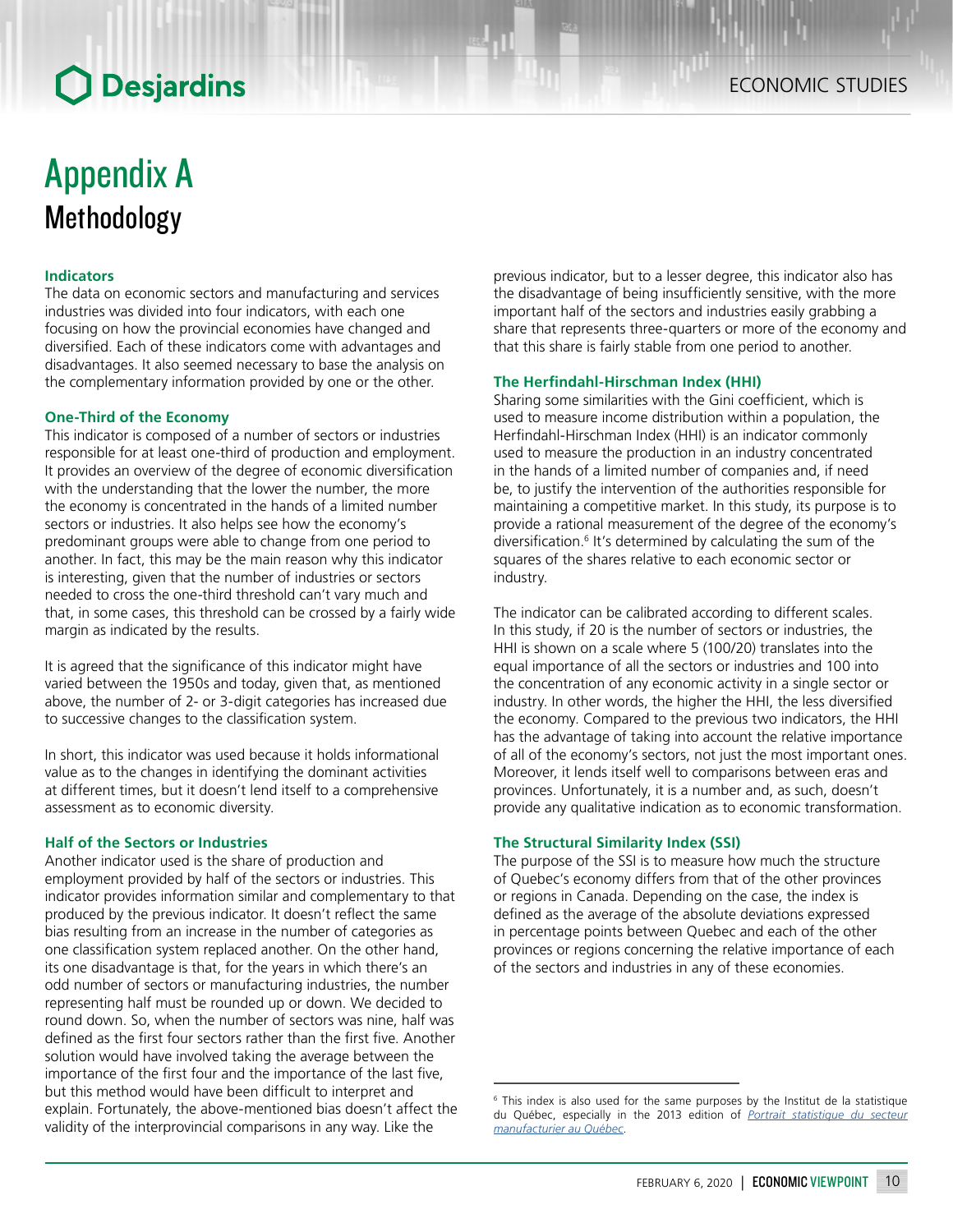# Appendix A
## Methodology

### Indicators

The data on economic sectors and manufacturing and services industries was divided into four indicators, with each one focusing on how the provincial economies have changed and diversified. Each of these indicators come with advantages and disadvantages. It also seemed necessary to base the analysis on the complementary information provided by one or the other.

### One-Third of the Economy

This indicator is composed of a number of sectors or industries responsible for at least one-third of production and employment. It provides an overview of the degree of economic diversification with the understanding that the lower the number, the more the economy is concentrated in the hands of a limited number sectors or industries. It also helps see how the economy's predominant groups were able to change from one period to another. In fact, this may be the main reason why this indicator is interesting, given that the number of industries or sectors needed to cross the one-third threshold can't vary much and that, in some cases, this threshold can be crossed by a fairly wide margin as indicated by the results.

It is agreed that the significance of this indicator might have varied between the 1950s and today, given that, as mentioned above, the number of 2- or 3-digit categories has increased due to successive changes to the classification system.

In short, this indicator was used because it holds informational value as to the changes in identifying the dominant activities at different times, but it doesn't lend itself to a comprehensive assessment as to economic diversity.

### Half of the Sectors or Industries

Another indicator used is the share of production and employment provided by half of the sectors or industries. This indicator provides information similar and complementary to that produced by the previous indicator. It doesn't reflect the same bias resulting from an increase in the number of categories as one classification system replaced another. On the other hand, its one disadvantage is that, for the years in which there's an odd number of sectors or manufacturing industries, the number representing half must be rounded up or down. We decided to round down. So, when the number of sectors was nine, half was defined as the first four sectors rather than the first five. Another solution would have involved taking the average between the importance of the first four and the importance of the last five, but this method would have been difficult to interpret and explain. Fortunately, the above-mentioned bias doesn't affect the validity of the interprovincial comparisons in any way. Like the previous indicator, but to a lesser degree, this indicator also has the disadvantage of being insufficiently sensitive, with the more important half of the sectors and industries easily grabbing a share that represents three-quarters or more of the economy and that this share is fairly stable from one period to another.

### The Herfindahl-Hirschman Index (HHI)

Sharing some similarities with the Gini coefficient, which is used to measure income distribution within a population, the Herfindahl-Hirschman Index (HHI) is an indicator commonly used to measure the production in an industry concentrated in the hands of a limited number of companies and, if need be, to justify the intervention of the authorities responsible for maintaining a competitive market. In this study, its purpose is to provide a rational measurement of the degree of the economy's diversification.[6] It's determined by calculating the sum of the squares of the shares relative to each economic sector or industry.

The indicator can be calibrated according to different scales. In this study, if 20 is the number of sectors or industries, the HHI is shown on a scale where 5 (100/20) translates into the equal importance of all the sectors or industries and 100 into the concentration of any economic activity in a single sector or industry. In other words, the higher the HHI, the less diversified the economy. Compared to the previous two indicators, the HHI has the advantage of taking into account the relative importance of all of the economy's sectors, not just the most important ones. Moreover, it lends itself well to comparisons between eras and provinces. Unfortunately, it is a number and, as such, doesn't provide any qualitative indication as to economic transformation.

### The Structural Similarity Index (SSI)

The purpose of the SSI is to measure how much the structure of Quebec's economy differs from that of the other provinces or regions in Canada. Depending on the case, the index is defined as the average of the absolute deviations expressed in percentage points between Quebec and each of the other provinces or regions concerning the relative importance of each of the sectors and industries in any of these economies.

---

[6] This index is also used for the same purposes by the Institut de la statistique du Québec, especially in the 2013 edition of *Portrait statistique du secteur manufacturier au Québec*.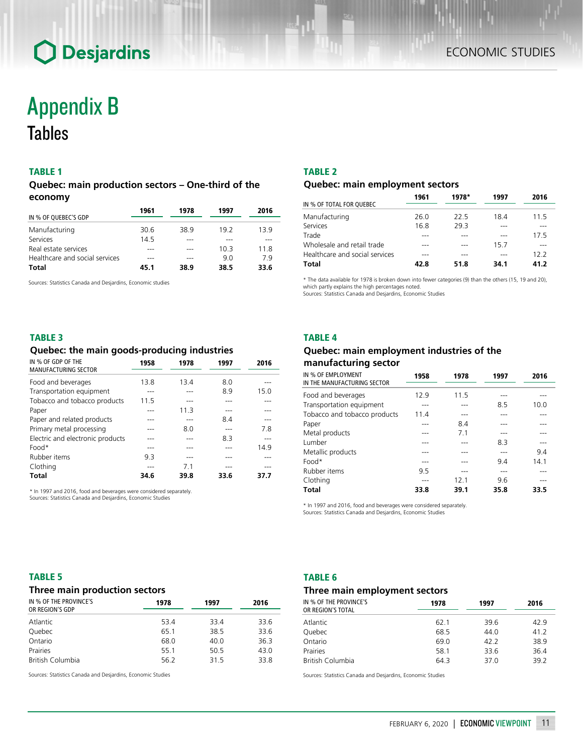# Appendix B
## Tables

### TABLE 1
### Quebec: main production sectors – One-third of the economy

| IN % OF QUEBEC'S GDP | 1961 | 1978 | 1997 | 2016 |
|---|---|---|---|---|
| Manufacturing | 30.6 | 38.9 | 19.2 | 13.9 |
| Services | 14.5 | --- | --- | --- |
| Real estate services | --- | --- | 10.3 | 11.8 |
| Healthcare and social services | --- | --- | 9.0 | 7.9 |
| **Total** | **45.1** | **38.9** | **38.5** | **33.6** |

Sources: Statistics Canada and Desjardins, Economic studies

### TABLE 2
### Quebec: main employment sectors

| IN % OF TOTAL FOR QUEBEC | 1961 | 1978* | 1997 | 2016 |
|---|---|---|---|---|
| Manufacturing | 26.0 | 22.5 | 18.4 | 11.5 |
| Services | 16.8 | 29.3 | --- | --- |
| Trade | --- | --- | --- | 17.5 |
| Wholesale and retail trade | --- | --- | 15.7 | --- |
| Healthcare and social services | --- | --- | --- | 12.2 |
| **Total** | **42.8** | **51.8** | **34.1** | **41.2** |

* The data available for 1978 is broken down into fewer categories (9) than the others (15, 19 and 20), which partly explains the high percentages noted.
Sources: Statistics Canada and Desjardins, Economic Studies

### TABLE 3
### Quebec: the main goods-producing industries

| IN % OF GDP OF THE MANUFACTURING SECTOR | 1958 | 1978 | 1997 | 2016 |
|---|---|---|---|---|
| Food and beverages | 13.8 | 13.4 | 8.0 | --- |
| Transportation equipment | --- | --- | 8.9 | 15.0 |
| Tobacco and tobacco products | 11.5 | --- | --- | --- |
| Paper | --- | 11.3 | --- | --- |
| Paper and related products | --- | --- | 8.4 | --- |
| Primary metal processing | --- | 8.0 | --- | 7.8 |
| Electric and electronic products | --- | --- | 8.3 | --- |
| Food* | --- | --- | --- | 14.9 |
| Rubber items | 9.3 | --- | --- | --- |
| Clothing | --- | 7.1 | --- | --- |
| **Total** | **34.6** | **39.8** | **33.6** | **37.7** |

* In 1997 and 2016, food and beverages were considered separately.
Sources: Statistics Canada and Desjardins, Economic Studies

### TABLE 4
### Quebec: main employment industries of the manufacturing sector

| IN % OF EMPLOYMENT IN THE MANUFACTURING SECTOR | 1958 | 1978 | 1997 | 2016 |
|---|---|---|---|---|
| Food and beverages | 12.9 | 11.5 | --- | --- |
| Transportation equipment | --- | --- | 8.5 | 10.0 |
| Tobacco and tobacco products | 11.4 | --- | --- | --- |
| Paper | --- | 8.4 | --- | --- |
| Metal products | --- | 7.1 | --- | --- |
| Lumber | --- | --- | 8.3 | --- |
| Metallic products | --- | --- | --- | 9.4 |
| Food* | --- | --- | 9.4 | 14.1 |
| Rubber items | 9.5 | --- | --- | --- |
| Clothing | --- | 12.1 | 9.6 | --- |
| **Total** | **33.8** | **39.1** | **35.8** | **33.5** |

* In 1997 and 2016, food and beverages were considered separately.
Sources: Statistics Canada and Desjardins, Economic Studies

### TABLE 5
### Three main production sectors

| IN % OF THE PROVINCE'S OR REGION'S GDP | 1978 | 1997 | 2016 |
|---|---|---|---|
| Atlantic | 53.4 | 33.4 | 33.6 |
| Quebec | 65.1 | 38.5 | 33.6 |
| Ontario | 68.0 | 40.0 | 36.3 |
| Prairies | 55.1 | 50.5 | 43.0 |
| British Columbia | 56.2 | 31.5 | 33.8 |

Sources: Statistics Canada and Desjardins, Economic Studies

### TABLE 6
### Three main employment sectors

| IN % OF THE PROVINCE'S OR REGION'S TOTAL | 1978 | 1997 | 2016 |
|---|---|---|---|
| Atlantic | 62.1 | 39.6 | 42.9 |
| Quebec | 68.5 | 44.0 | 41.2 |
| Ontario | 69.0 | 42.2 | 38.9 |
| Prairies | 58.1 | 33.6 | 36.4 |
| British Columbia | 64.3 | 37.0 | 39.2 |

Sources: Statistics Canada and Desjardins, Economic Studies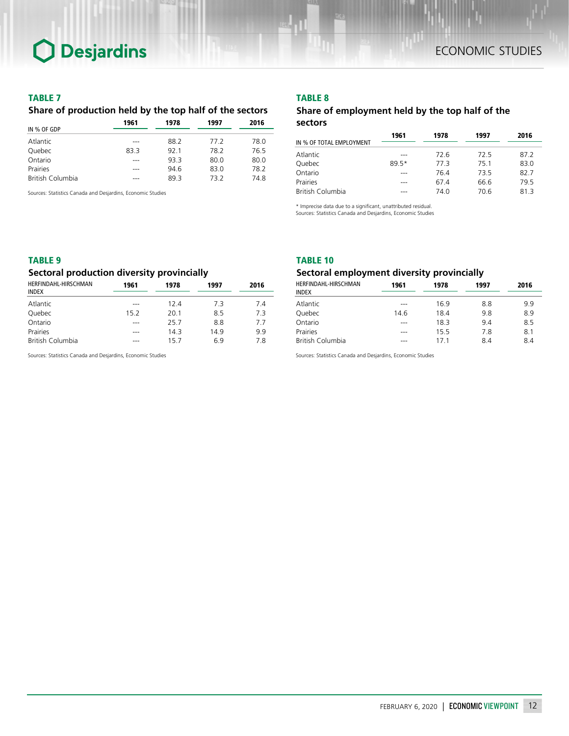### TABLE 7

**Share of production held by the top half of the sectors**

| IN % OF GDP | 1961 | 1978 | 1997 | 2016 |
|---|---|---|---|---|
| Atlantic | --- | 88.2 | 77.2 | 78.0 |
| Quebec | 83.3 | 92.1 | 78.2 | 76.5 |
| Ontario | --- | 93.3 | 80.0 | 80.0 |
| Prairies | --- | 94.6 | 83.0 | 78.2 |
| British Columbia | --- | 89.3 | 73.2 | 74.8 |

Sources: Statistics Canada and Desjardins, Economic Studies

### TABLE 8

**Share of employment held by the top half of the sectors**

| IN % OF TOTAL EMPLOYMENT | 1961 | 1978 | 1997 | 2016 |
|---|---|---|---|---|
| Atlantic | --- | 72.6 | 72.5 | 87.2 |
| Quebec | 89.5* | 77.3 | 75.1 | 83.0 |
| Ontario | --- | 76.4 | 73.5 | 82.7 |
| Prairies | --- | 67.4 | 66.6 | 79.5 |
| British Columbia | --- | 74.0 | 70.6 | 81.3 |

* Imprecise data due to a significant, unattributed residual.
Sources: Statistics Canada and Desjardins, Economic Studies

### TABLE 9

**Sectoral production diversity provincially**

| HERFINDAHL-HIRSCHMAN INDEX | 1961 | 1978 | 1997 | 2016 |
|---|---|---|---|---|
| Atlantic | --- | 12.4 | 7.3 | 7.4 |
| Quebec | 15.2 | 20.1 | 8.5 | 7.3 |
| Ontario | --- | 25.7 | 8.8 | 7.7 |
| Prairies | --- | 14.3 | 14.9 | 9.9 |
| British Columbia | --- | 15.7 | 6.9 | 7.8 |

Sources: Statistics Canada and Desjardins, Economic Studies

### TABLE 10

**Sectoral employment diversity provincially**

| HERFINDAHL-HIRSCHMAN INDEX | 1961 | 1978 | 1997 | 2016 |
|---|---|---|---|---|
| Atlantic | --- | 16.9 | 8.8 | 9.9 |
| Quebec | 14.6 | 18.4 | 9.8 | 8.9 |
| Ontario | --- | 18.3 | 9.4 | 8.5 |
| Prairies | --- | 15.5 | 7.8 | 8.1 |
| British Columbia | --- | 17.1 | 8.4 | 8.4 |

Sources: Statistics Canada and Desjardins, Economic Studies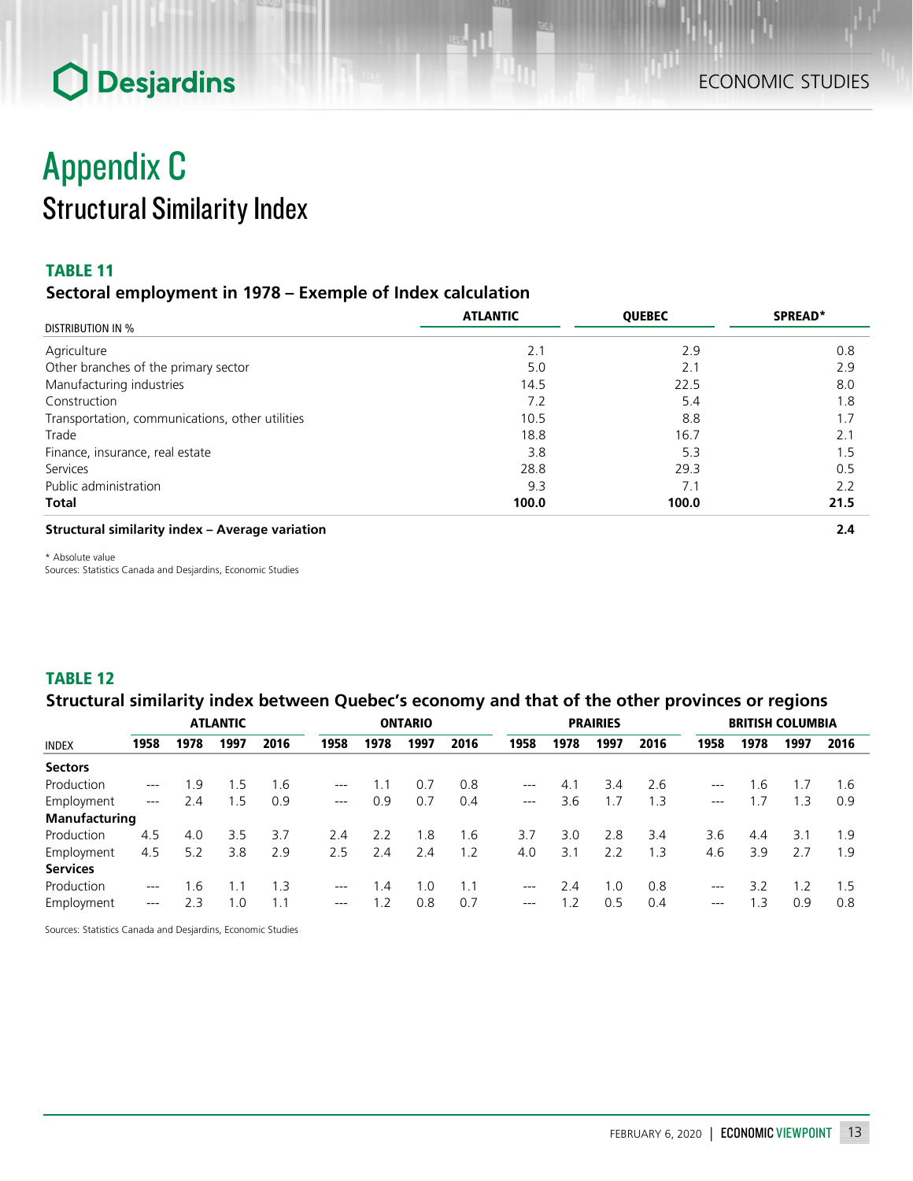# Appendix C

## Structural Similarity Index

### TABLE 11

**Sectoral employment in 1978 – Exemple of Index calculation**

| DISTRIBUTION IN % | ATLANTIC | QUEBEC | SPREAD* |
|---|---|---|---|
| Agriculture | 2.1 | 2.9 | 0.8 |
| Other branches of the primary sector | 5.0 | 2.1 | 2.9 |
| Manufacturing industries | 14.5 | 22.5 | 8.0 |
| Construction | 7.2 | 5.4 | 1.8 |
| Transportation, communications, other utilities | 10.5 | 8.8 | 1.7 |
| Trade | 18.8 | 16.7 | 2.1 |
| Finance, insurance, real estate | 3.8 | 5.3 | 1.5 |
| Services | 28.8 | 29.3 | 0.5 |
| Public administration | 9.3 | 7.1 | 2.2 |
| **Total** | **100.0** | **100.0** | **21.5** |
| **Structural similarity index – Average variation** | | | **2.4** |

\* Absolute value

Sources: Statistics Canada and Desjardins, Economic Studies

### TABLE 12

**Structural similarity index between Quebec's economy and that of the other provinces or regions**

| | ATLANTIC | | | | ONTARIO | | | | PRAIRIES | | | | BRITISH COLUMBIA | | | |
|---|---|---|---|---|---|---|---|---|---|---|---|---|---|---|---|---|
| INDEX | 1958 | 1978 | 1997 | 2016 | 1958 | 1978 | 1997 | 2016 | 1958 | 1978 | 1997 | 2016 | 1958 | 1978 | 1997 | 2016 |
| **Sectors** | | | | | | | | | | | | | | | | |
| Production | --- | 1.9 | 1.5 | 1.6 | --- | 1.1 | 0.7 | 0.8 | --- | 4.1 | 3.4 | 2.6 | --- | 1.6 | 1.7 | 1.6 |
| Employment | --- | 2.4 | 1.5 | 0.9 | --- | 0.9 | 0.7 | 0.4 | --- | 3.6 | 1.7 | 1.3 | --- | 1.7 | 1.3 | 0.9 |
| **Manufacturing** | | | | | | | | | | | | | | | | |
| Production | 4.5 | 4.0 | 3.5 | 3.7 | 2.4 | 2.2 | 1.8 | 1.6 | 3.7 | 3.0 | 2.8 | 3.4 | 3.6 | 4.4 | 3.1 | 1.9 |
| Employment | 4.5 | 5.2 | 3.8 | 2.9 | 2.5 | 2.4 | 2.4 | 1.2 | 4.0 | 3.1 | 2.2 | 1.3 | 4.6 | 3.9 | 2.7 | 1.9 |
| **Services** | | | | | | | | | | | | | | | | |
| Production | --- | 1.6 | 1.1 | 1.3 | --- | 1.4 | 1.0 | 1.1 | --- | 2.4 | 1.0 | 0.8 | --- | 3.2 | 1.2 | 1.5 |
| Employment | --- | 2.3 | 1.0 | 1.1 | --- | 1.2 | 0.8 | 0.7 | --- | 1.2 | 0.5 | 0.4 | --- | 1.3 | 0.9 | 0.8 |

Sources: Statistics Canada and Desjardins, Economic Studies